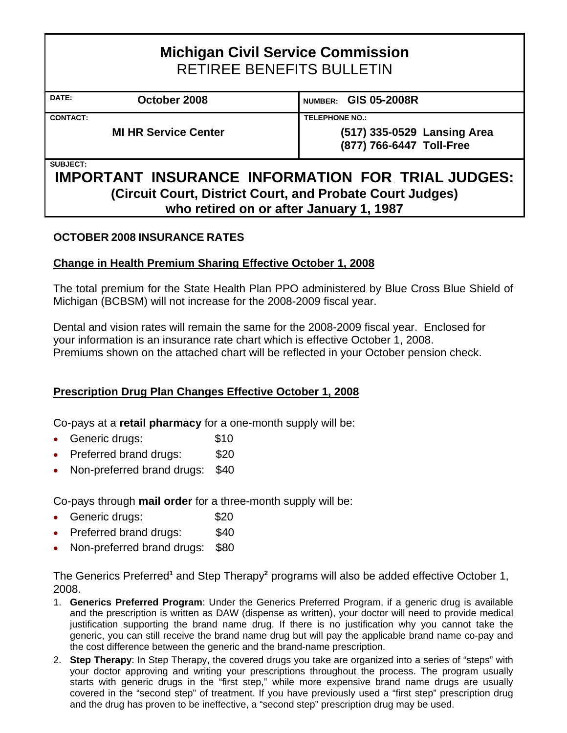# Michigan Civil Service Commission
## RETIREE BENEFITS BULLETIN

| DATE: October 2008 | NUMBER: GIS 05-2008R |
|---|---|
| CONTACT: MI HR Service Center | TELEPHONE NO.: (517) 335-0529 Lansing Area<br>(877) 766-6447 Toll-Free |

SUBJECT:

## IMPORTANT INSURANCE INFORMATION FOR TRIAL JUDGES:
### (Circuit Court, District Court, and Probate Court Judges) who retired on or after January 1, 1987

**OCTOBER 2008 INSURANCE RATES**

**Change in Health Premium Sharing Effective October 1, 2008**

The total premium for the State Health Plan PPO administered by Blue Cross Blue Shield of Michigan (BCBSM) will not increase for the 2008-2009 fiscal year.

Dental and vision rates will remain the same for the 2008-2009 fiscal year. Enclosed for your information is an insurance rate chart which is effective October 1, 2008. Premiums shown on the attached chart will be reflected in your October pension check.

**Prescription Drug Plan Changes Effective October 1, 2008**

Co-pays at a **retail pharmacy** for a one-month supply will be:

- Generic drugs: $10
- Preferred brand drugs: $20
- Non-preferred brand drugs: $40

Co-pays through **mail order** for a three-month supply will be:

- Generic drugs: $20
- Preferred brand drugs: $40
- Non-preferred brand drugs: $80

The Generics Preferred[1] and Step Therapy[2] programs will also be added effective October 1, 2008.

1. **Generics Preferred Program**: Under the Generics Preferred Program, if a generic drug is available and the prescription is written as DAW (dispense as written), your doctor will need to provide medical justification supporting the brand name drug. If there is no justification why you cannot take the generic, you can still receive the brand name drug but will pay the applicable brand name co-pay and the cost difference between the generic and the brand-name prescription.
2. **Step Therapy**: In Step Therapy, the covered drugs you take are organized into a series of "steps" with your doctor approving and writing your prescriptions throughout the process. The program usually starts with generic drugs in the "first step," while more expensive brand name drugs are usually covered in the "second step" of treatment. If you have previously used a "first step" prescription drug and the drug has proven to be ineffective, a "second step" prescription drug may be used.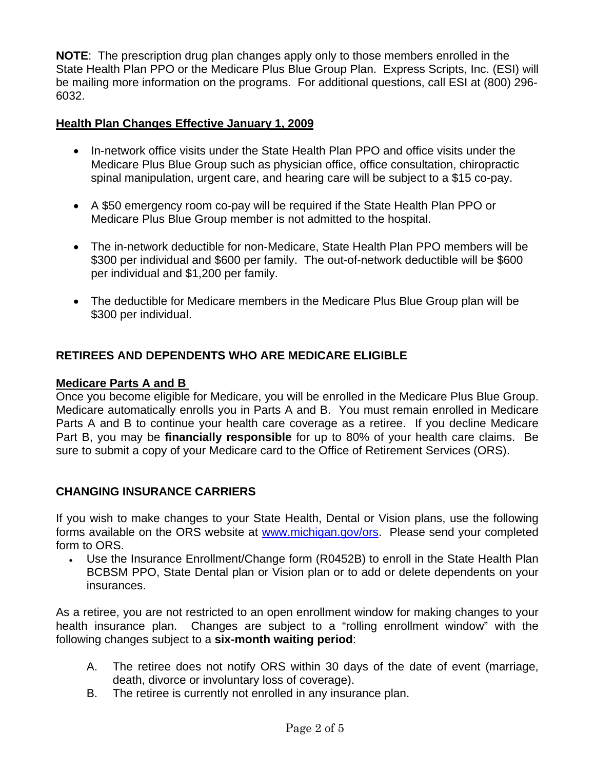**NOTE**: The prescription drug plan changes apply only to those members enrolled in the State Health Plan PPO or the Medicare Plus Blue Group Plan. Express Scripts, Inc. (ESI) will be mailing more information on the programs. For additional questions, call ESI at (800) 296-6032.

## Health Plan Changes Effective January 1, 2009

- In-network office visits under the State Health Plan PPO and office visits under the Medicare Plus Blue Group such as physician office, office consultation, chiropractic spinal manipulation, urgent care, and hearing care will be subject to a $15 co-pay.

- A $50 emergency room co-pay will be required if the State Health Plan PPO or Medicare Plus Blue Group member is not admitted to the hospital.

- The in-network deductible for non-Medicare, State Health Plan PPO members will be $300 per individual and $600 per family. The out-of-network deductible will be $600 per individual and $1,200 per family.

- The deductible for Medicare members in the Medicare Plus Blue Group plan will be $300 per individual.

## RETIREES AND DEPENDENTS WHO ARE MEDICARE ELIGIBLE

### Medicare Parts A and B

Once you become eligible for Medicare, you will be enrolled in the Medicare Plus Blue Group. Medicare automatically enrolls you in Parts A and B. You must remain enrolled in Medicare Parts A and B to continue your health care coverage as a retiree. If you decline Medicare Part B, you may be **financially responsible** for up to 80% of your health care claims. Be sure to submit a copy of your Medicare card to the Office of Retirement Services (ORS).

## CHANGING INSURANCE CARRIERS

If you wish to make changes to your State Health, Dental or Vision plans, use the following forms available on the ORS website at [www.michigan.gov/ors](http://www.michigan.gov/ors). Please send your completed form to ORS.

- Use the Insurance Enrollment/Change form (R0452B) to enroll in the State Health Plan BCBSM PPO, State Dental plan or Vision plan or to add or delete dependents on your insurances.

As a retiree, you are not restricted to an open enrollment window for making changes to your health insurance plan. Changes are subject to a "rolling enrollment window" with the following changes subject to a **six-month waiting period**:

A. The retiree does not notify ORS within 30 days of the date of event (marriage, death, divorce or involuntary loss of coverage).

B. The retiree is currently not enrolled in any insurance plan.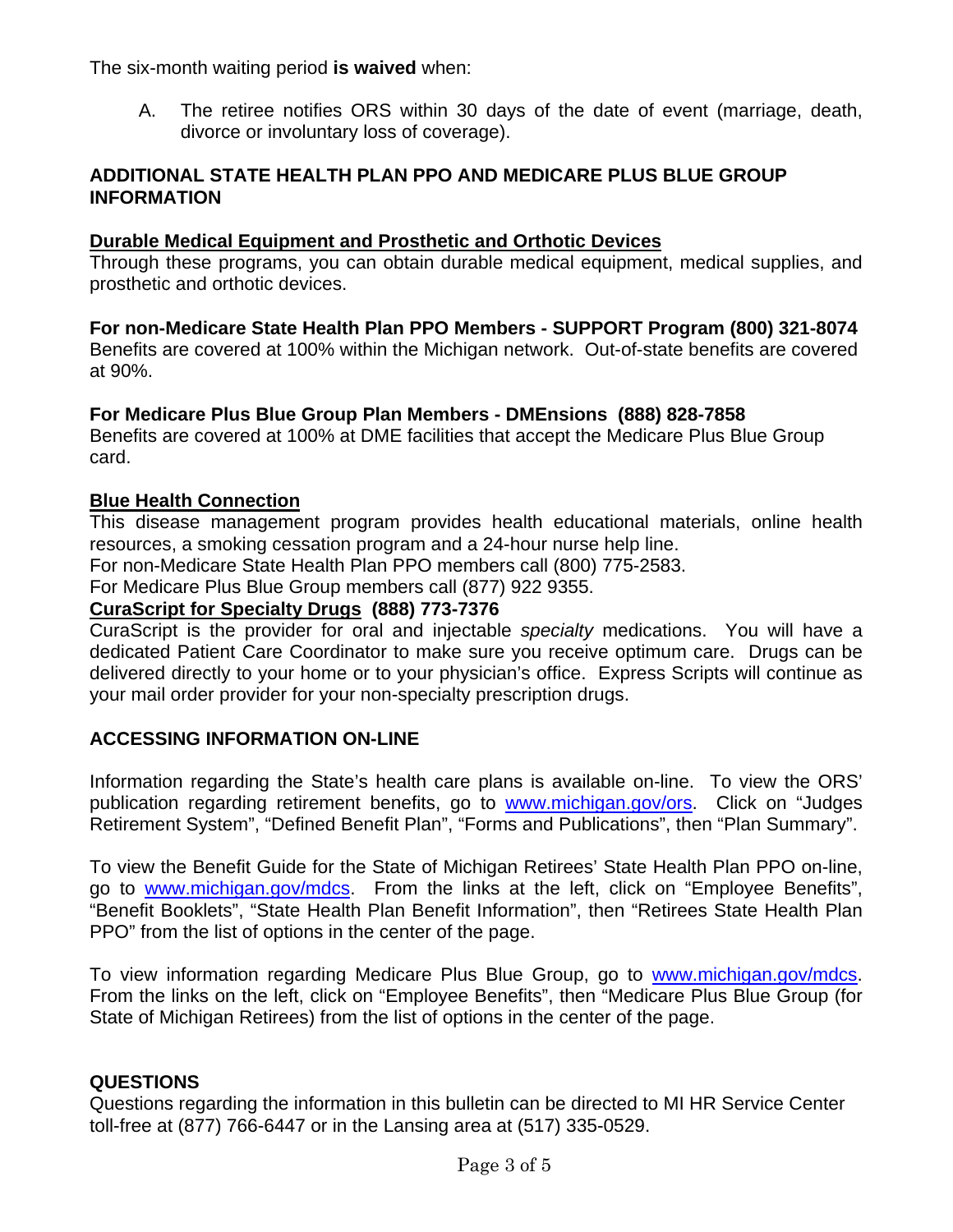The six-month waiting period **is waived** when:

A. The retiree notifies ORS within 30 days of the date of event (marriage, death, divorce or involuntary loss of coverage).

## ADDITIONAL STATE HEALTH PLAN PPO AND MEDICARE PLUS BLUE GROUP INFORMATION

**Durable Medical Equipment and Prosthetic and Orthotic Devices**

Through these programs, you can obtain durable medical equipment, medical supplies, and prosthetic and orthotic devices.

**For non-Medicare State Health Plan PPO Members - SUPPORT Program (800) 321-8074**

Benefits are covered at 100% within the Michigan network. Out-of-state benefits are covered at 90%.

**For Medicare Plus Blue Group Plan Members - DMEnsions (888) 828-7858**

Benefits are covered at 100% at DME facilities that accept the Medicare Plus Blue Group card.

**Blue Health Connection**

This disease management program provides health educational materials, online health resources, a smoking cessation program and a 24-hour nurse help line.

For non-Medicare State Health Plan PPO members call (800) 775-2583.

For Medicare Plus Blue Group members call (877) 922 9355.

**CuraScript for Specialty Drugs (888) 773-7376**

CuraScript is the provider for oral and injectable *specialty* medications. You will have a dedicated Patient Care Coordinator to make sure you receive optimum care. Drugs can be delivered directly to your home or to your physician's office. Express Scripts will continue as your mail order provider for your non-specialty prescription drugs.

## ACCESSING INFORMATION ON-LINE

Information regarding the State's health care plans is available on-line. To view the ORS' publication regarding retirement benefits, go to www.michigan.gov/ors. Click on "Judges Retirement System", "Defined Benefit Plan", "Forms and Publications", then "Plan Summary".

To view the Benefit Guide for the State of Michigan Retirees' State Health Plan PPO on-line, go to www.michigan.gov/mdcs. From the links at the left, click on "Employee Benefits", "Benefit Booklets", "State Health Plan Benefit Information", then "Retirees State Health Plan PPO" from the list of options in the center of the page.

To view information regarding Medicare Plus Blue Group, go to www.michigan.gov/mdcs. From the links on the left, click on "Employee Benefits", then "Medicare Plus Blue Group (for State of Michigan Retirees) from the list of options in the center of the page.

## QUESTIONS

Questions regarding the information in this bulletin can be directed to MI HR Service Center toll-free at (877) 766-6447 or in the Lansing area at (517) 335-0529.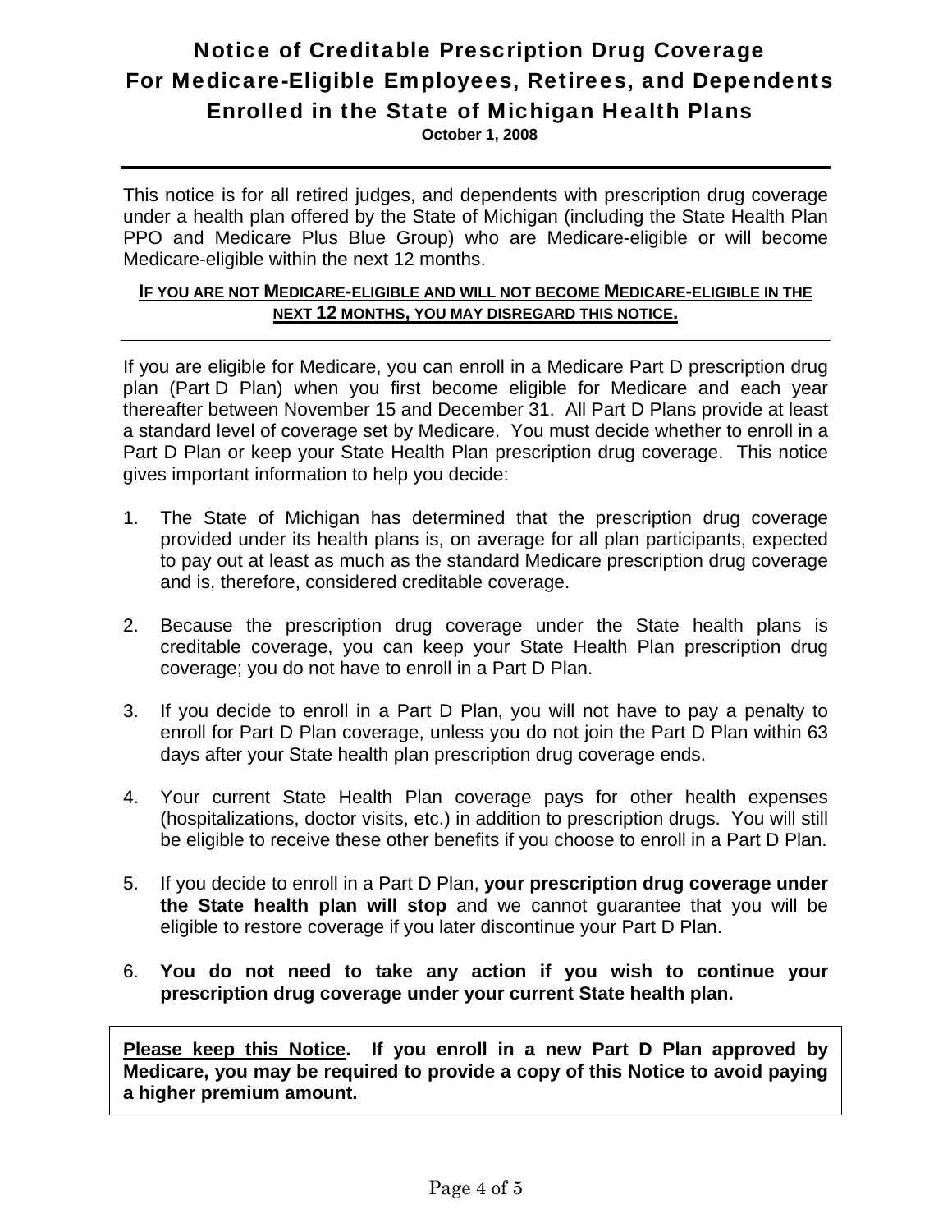# Notice of Creditable Prescription Drug Coverage For Medicare-Eligible Employees, Retirees, and Dependents Enrolled in the State of Michigan Health Plans

**October 1, 2008**

---

This notice is for all retired judges, and dependents with prescription drug coverage under a health plan offered by the State of Michigan (including the State Health Plan PPO and Medicare Plus Blue Group) who are Medicare-eligible or will become Medicare-eligible within the next 12 months.

**IF YOU ARE NOT MEDICARE-ELIGIBLE AND WILL NOT BECOME MEDICARE-ELIGIBLE IN THE NEXT 12 MONTHS, YOU MAY DISREGARD THIS NOTICE.**

---

If you are eligible for Medicare, you can enroll in a Medicare Part D prescription drug plan (Part D Plan) when you first become eligible for Medicare and each year thereafter between November 15 and December 31. All Part D Plans provide at least a standard level of coverage set by Medicare. You must decide whether to enroll in a Part D Plan or keep your State Health Plan prescription drug coverage. This notice gives important information to help you decide:

1. The State of Michigan has determined that the prescription drug coverage provided under its health plans is, on average for all plan participants, expected to pay out at least as much as the standard Medicare prescription drug coverage and is, therefore, considered creditable coverage.

2. Because the prescription drug coverage under the State health plans is creditable coverage, you can keep your State Health Plan prescription drug coverage; you do not have to enroll in a Part D Plan.

3. If you decide to enroll in a Part D Plan, you will not have to pay a penalty to enroll for Part D Plan coverage, unless you do not join the Part D Plan within 63 days after your State health plan prescription drug coverage ends.

4. Your current State Health Plan coverage pays for other health expenses (hospitalizations, doctor visits, etc.) in addition to prescription drugs. You will still be eligible to receive these other benefits if you choose to enroll in a Part D Plan.

5. If you decide to enroll in a Part D Plan, **your prescription drug coverage under the State health plan will stop** and we cannot guarantee that you will be eligible to restore coverage if you later discontinue your Part D Plan.

6. **You do not need to take any action if you wish to continue your prescription drug coverage under your current State health plan.**

**Please keep this Notice. If you enroll in a new Part D Plan approved by Medicare, you may be required to provide a copy of this Notice to avoid paying a higher premium amount.**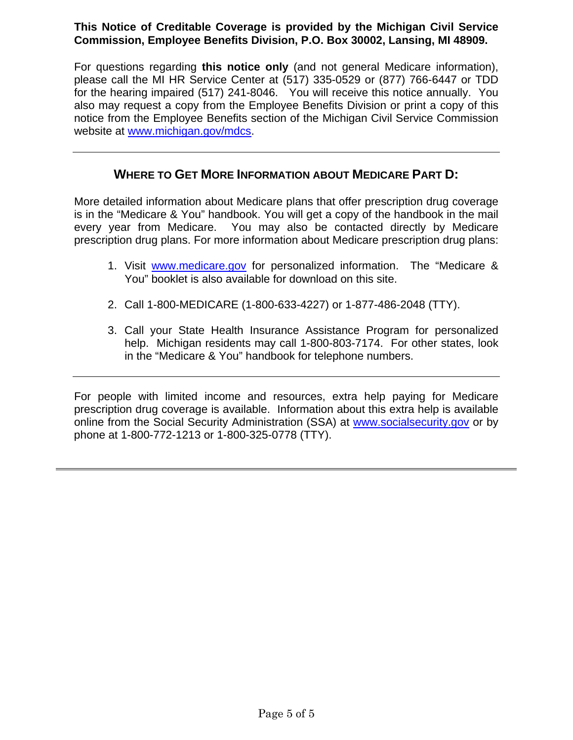**This Notice of Creditable Coverage is provided by the Michigan Civil Service Commission, Employee Benefits Division, P.O. Box 30002, Lansing, MI 48909.**

For questions regarding **this notice only** (and not general Medicare information), please call the MI HR Service Center at (517) 335-0529 or (877) 766-6447 or TDD for the hearing impaired (517) 241-8046. You will receive this notice annually. You also may request a copy from the Employee Benefits Division or print a copy of this notice from the Employee Benefits section of the Michigan Civil Service Commission website at www.michigan.gov/mdcs.

---

## WHERE TO GET MORE INFORMATION ABOUT MEDICARE PART D:

More detailed information about Medicare plans that offer prescription drug coverage is in the "Medicare & You" handbook. You will get a copy of the handbook in the mail every year from Medicare. You may also be contacted directly by Medicare prescription drug plans. For more information about Medicare prescription drug plans:

1. Visit www.medicare.gov for personalized information. The "Medicare & You" booklet is also available for download on this site.
2. Call 1-800-MEDICARE (1-800-633-4227) or 1-877-486-2048 (TTY).
3. Call your State Health Insurance Assistance Program for personalized help. Michigan residents may call 1-800-803-7174. For other states, look in the "Medicare & You" handbook for telephone numbers.

---

For people with limited income and resources, extra help paying for Medicare prescription drug coverage is available. Information about this extra help is available online from the Social Security Administration (SSA) at www.socialsecurity.gov or by phone at 1-800-772-1213 or 1-800-325-0778 (TTY).